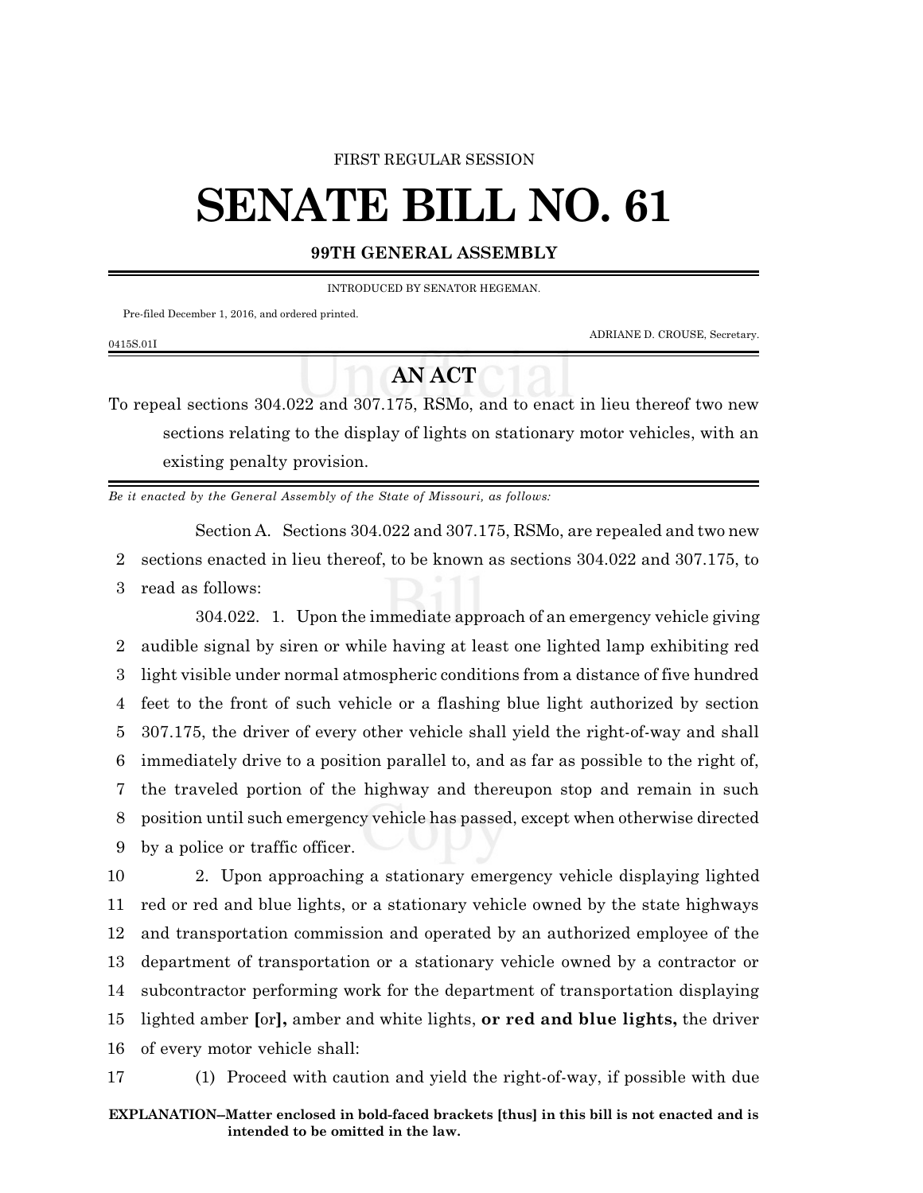FIRST REGULAR SESSION

# SENATE BILL NO. 61

**99TH GENERAL ASSEMBLY**

INTRODUCED BY SENATOR HEGEMAN.

Pre-filed December 1, 2016, and ordered printed.

ADRIANE D. CROUSE, Secretary.

0415S.01I

## AN ACT

To repeal sections 304.022 and 307.175, RSMo, and to enact in lieu thereof two new sections relating to the display of lights on stationary motor vehicles, with an existing penalty provision.

*Be it enacted by the General Assembly of the State of Missouri, as follows:*

Section A. Sections 304.022 and 307.175, RSMo, are repealed and two new sections enacted in lieu thereof, to be known as sections 304.022 and 307.175, to read as follows:

304.022. 1. Upon the immediate approach of an emergency vehicle giving audible signal by siren or while having at least one lighted lamp exhibiting red light visible under normal atmospheric conditions from a distance of five hundred feet to the front of such vehicle or a flashing blue light authorized by section 307.175, the driver of every other vehicle shall yield the right-of-way and shall immediately drive to a position parallel to, and as far as possible to the right of, the traveled portion of the highway and thereupon stop and remain in such position until such emergency vehicle has passed, except when otherwise directed by a police or traffic officer.

2. Upon approaching a stationary emergency vehicle displaying lighted red or red and blue lights, or a stationary vehicle owned by the state highways and transportation commission and operated by an authorized employee of the department of transportation or a stationary vehicle owned by a contractor or subcontractor performing work for the department of transportation displaying lighted amber **[**or**],** amber and white lights, **or red and blue lights,** the driver of every motor vehicle shall:

(1) Proceed with caution and yield the right-of-way, if possible with due

**EXPLANATION–Matter enclosed in bold-faced brackets [thus] in this bill is not enacted and is intended to be omitted in the law.**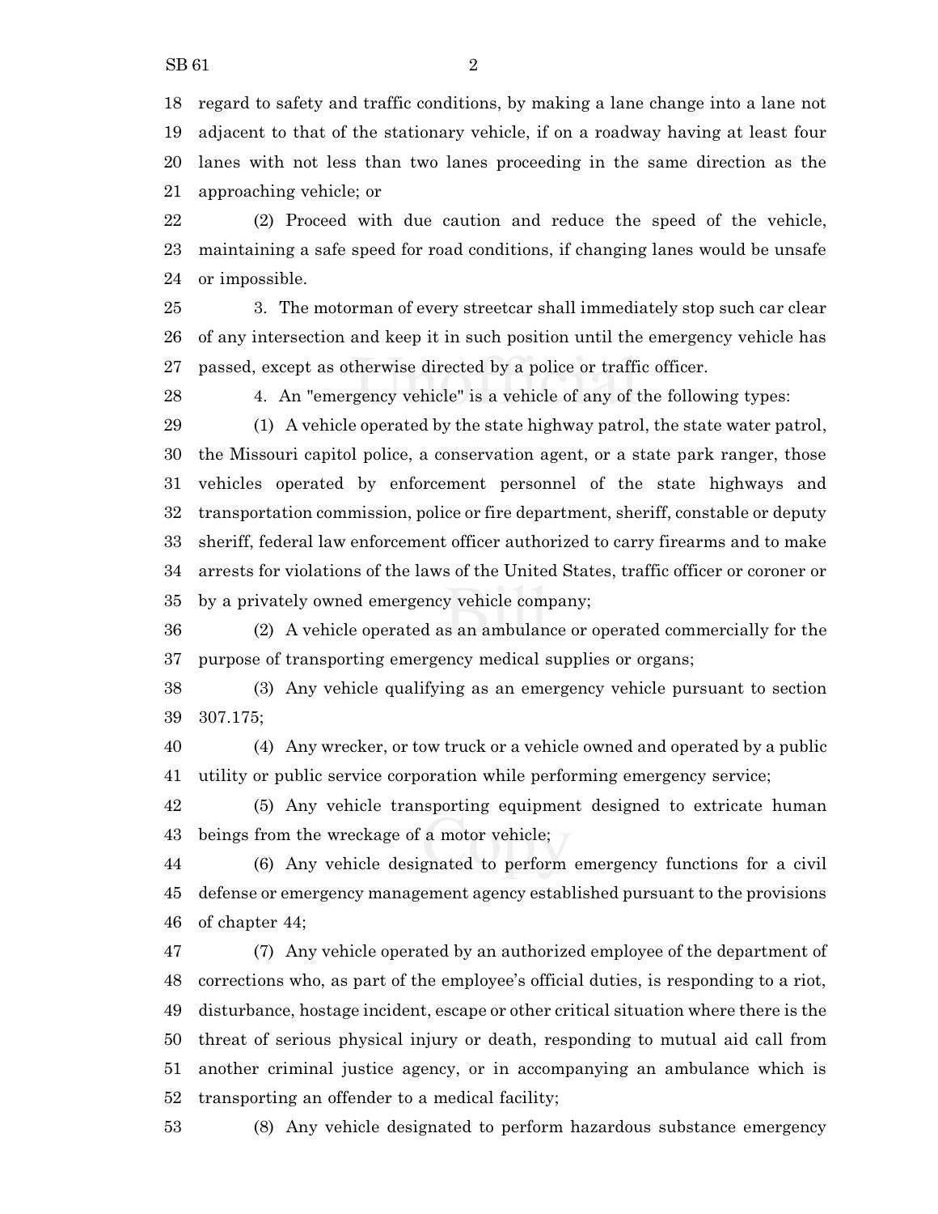regard to safety and traffic conditions, by making a lane change into a lane not adjacent to that of the stationary vehicle, if on a roadway having at least four lanes with not less than two lanes proceeding in the same direction as the approaching vehicle; or

(2) Proceed with due caution and reduce the speed of the vehicle, maintaining a safe speed for road conditions, if changing lanes would be unsafe or impossible.

3. The motorman of every streetcar shall immediately stop such car clear of any intersection and keep it in such position until the emergency vehicle has passed, except as otherwise directed by a police or traffic officer.

4. An "emergency vehicle" is a vehicle of any of the following types:

(1) A vehicle operated by the state highway patrol, the state water patrol, the Missouri capitol police, a conservation agent, or a state park ranger, those vehicles operated by enforcement personnel of the state highways and transportation commission, police or fire department, sheriff, constable or deputy sheriff, federal law enforcement officer authorized to carry firearms and to make arrests for violations of the laws of the United States, traffic officer or coroner or by a privately owned emergency vehicle company;

(2) A vehicle operated as an ambulance or operated commercially for the purpose of transporting emergency medical supplies or organs;

(3) Any vehicle qualifying as an emergency vehicle pursuant to section 307.175;

(4) Any wrecker, or tow truck or a vehicle owned and operated by a public utility or public service corporation while performing emergency service;

(5) Any vehicle transporting equipment designed to extricate human beings from the wreckage of a motor vehicle;

(6) Any vehicle designated to perform emergency functions for a civil defense or emergency management agency established pursuant to the provisions of chapter 44;

(7) Any vehicle operated by an authorized employee of the department of corrections who, as part of the employee's official duties, is responding to a riot, disturbance, hostage incident, escape or other critical situation where there is the threat of serious physical injury or death, responding to mutual aid call from another criminal justice agency, or in accompanying an ambulance which is transporting an offender to a medical facility;

(8) Any vehicle designated to perform hazardous substance emergency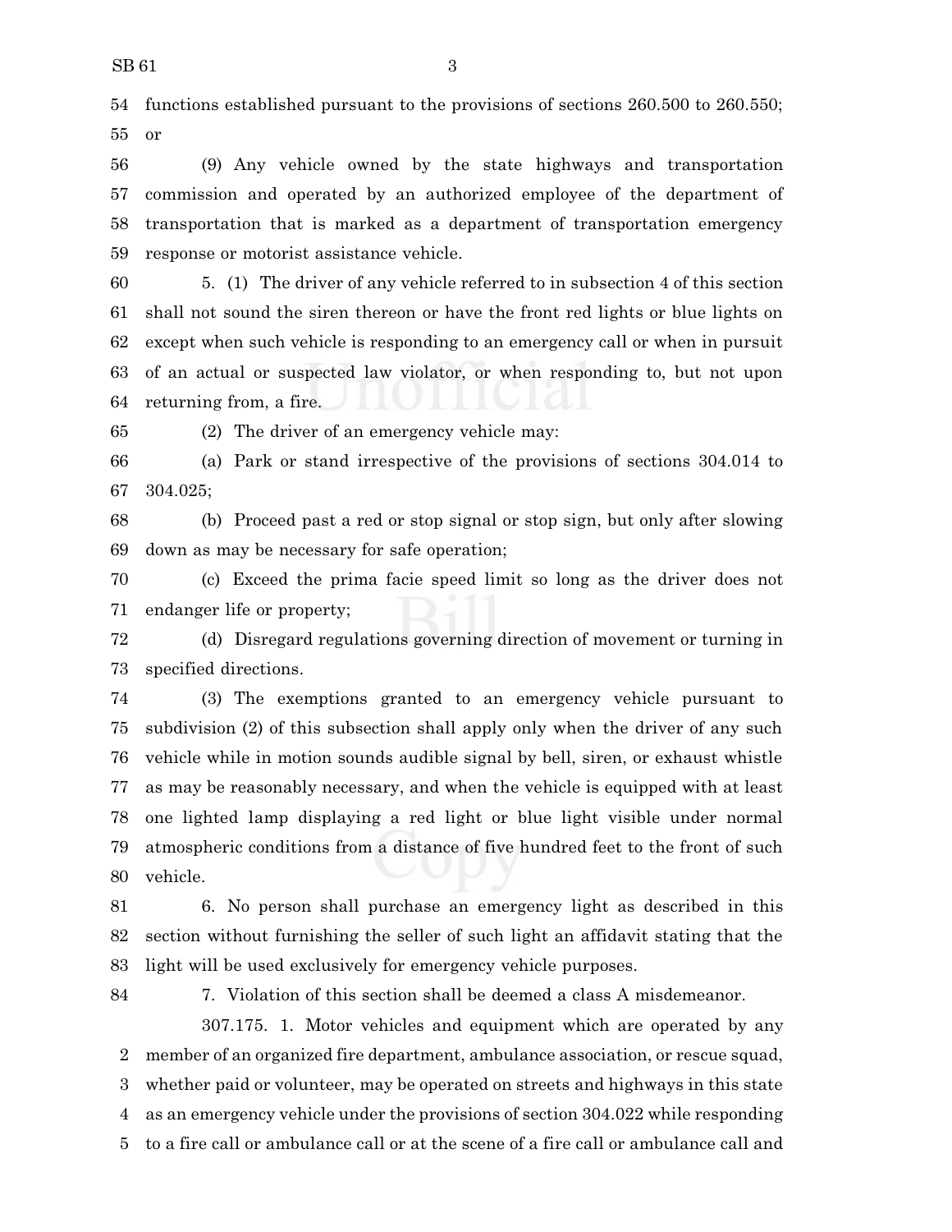functions established pursuant to the provisions of sections 260.500 to 260.550; or

(9) Any vehicle owned by the state highways and transportation commission and operated by an authorized employee of the department of transportation that is marked as a department of transportation emergency response or motorist assistance vehicle.

5. (1) The driver of any vehicle referred to in subsection 4 of this section shall not sound the siren thereon or have the front red lights or blue lights on except when such vehicle is responding to an emergency call or when in pursuit of an actual or suspected law violator, or when responding to, but not upon returning from, a fire.

(2) The driver of an emergency vehicle may:

(a) Park or stand irrespective of the provisions of sections 304.014 to 304.025;

(b) Proceed past a red or stop signal or stop sign, but only after slowing down as may be necessary for safe operation;

(c) Exceed the prima facie speed limit so long as the driver does not endanger life or property;

(d) Disregard regulations governing direction of movement or turning in specified directions.

(3) The exemptions granted to an emergency vehicle pursuant to subdivision (2) of this subsection shall apply only when the driver of any such vehicle while in motion sounds audible signal by bell, siren, or exhaust whistle as may be reasonably necessary, and when the vehicle is equipped with at least one lighted lamp displaying a red light or blue light visible under normal atmospheric conditions from a distance of five hundred feet to the front of such vehicle.

6. No person shall purchase an emergency light as described in this section without furnishing the seller of such light an affidavit stating that the light will be used exclusively for emergency vehicle purposes.

7. Violation of this section shall be deemed a class A misdemeanor.

307.175. 1. Motor vehicles and equipment which are operated by any member of an organized fire department, ambulance association, or rescue squad, whether paid or volunteer, may be operated on streets and highways in this state as an emergency vehicle under the provisions of section 304.022 while responding to a fire call or ambulance call or at the scene of a fire call or ambulance call and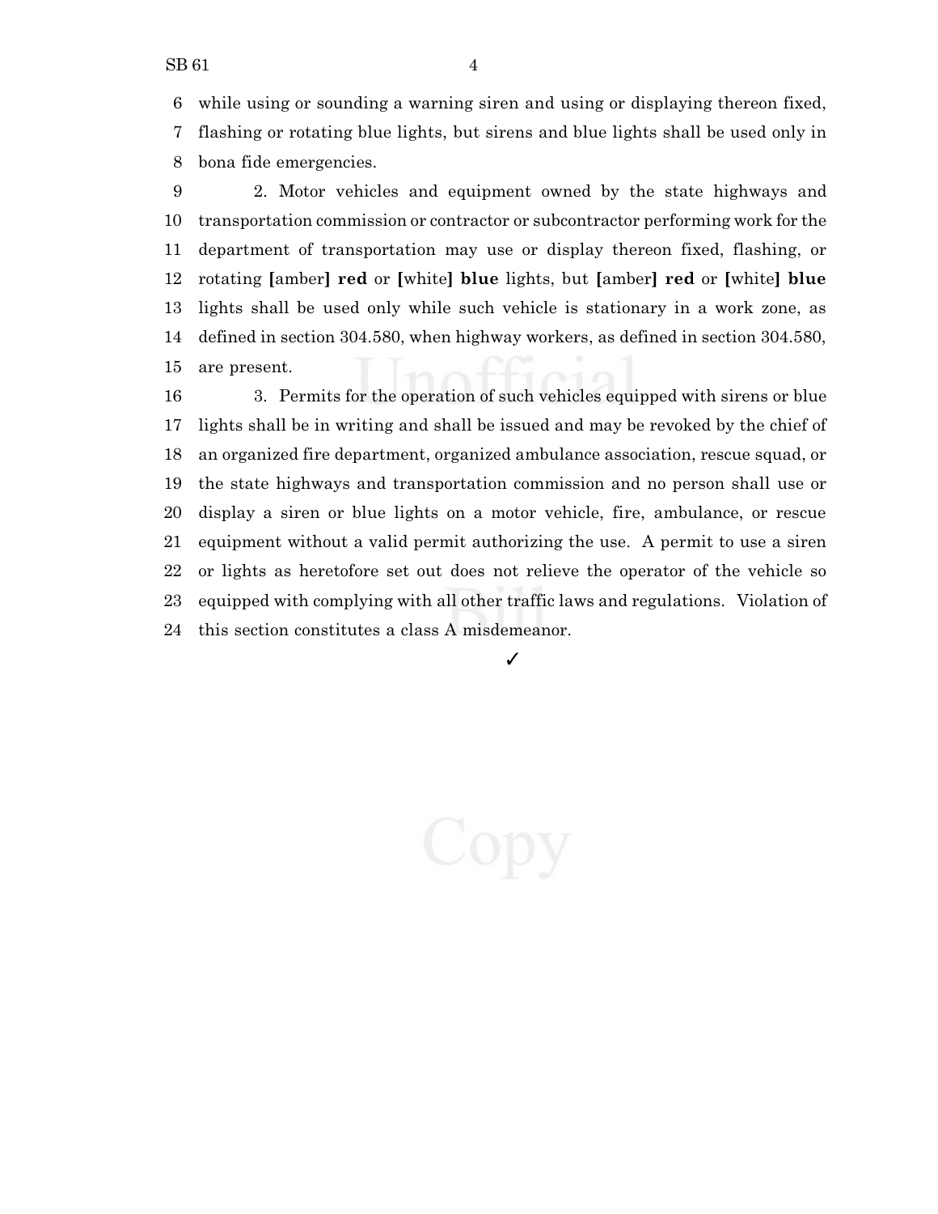while using or sounding a warning siren and using or displaying thereon fixed, flashing or rotating blue lights, but sirens and blue lights shall be used only in bona fide emergencies.

2. Motor vehicles and equipment owned by the state highways and transportation commission or contractor or subcontractor performing work for the department of transportation may use or display thereon fixed, flashing, or rotating [amber] **red** or [white] **blue** lights, but [amber] **red** or [white] **blue** lights shall be used only while such vehicle is stationary in a work zone, as defined in section 304.580, when highway workers, as defined in section 304.580, are present.

3. Permits for the operation of such vehicles equipped with sirens or blue lights shall be in writing and shall be issued and may be revoked by the chief of an organized fire department, organized ambulance association, rescue squad, or the state highways and transportation commission and no person shall use or display a siren or blue lights on a motor vehicle, fire, ambulance, or rescue equipment without a valid permit authorizing the use. A permit to use a siren or lights as heretofore set out does not relieve the operator of the vehicle so equipped with complying with all other traffic laws and regulations. Violation of this section constitutes a class A misdemeanor.

✓